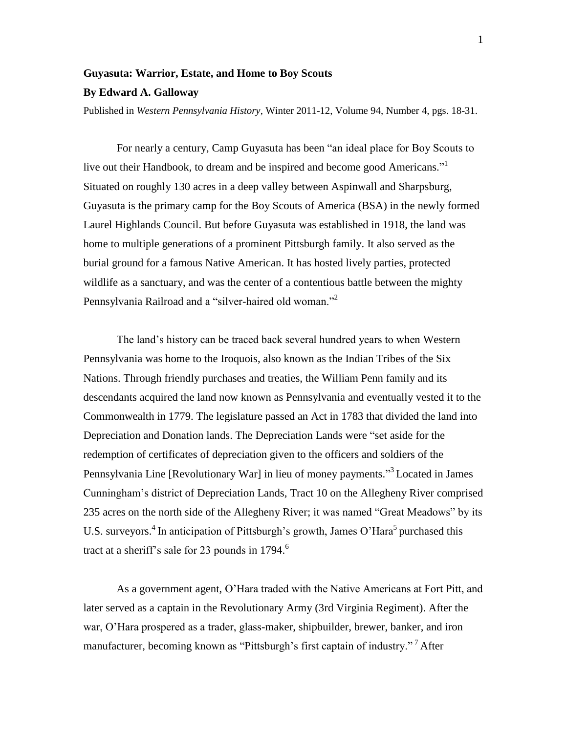## Guyasuta: Warrior, Estate, and Home to Boy Scouts

**By Edward A. Galloway**

Published in *Western Pennsylvania History*, Winter 2011-12, Volume 94, Number 4, pgs. 18-31.

For nearly a century, Camp Guyasuta has been "an ideal place for Boy Scouts to live out their Handbook, to dream and be inspired and become good Americans."[1] Situated on roughly 130 acres in a deep valley between Aspinwall and Sharpsburg, Guyasuta is the primary camp for the Boy Scouts of America (BSA) in the newly formed Laurel Highlands Council. But before Guyasuta was established in 1918, the land was home to multiple generations of a prominent Pittsburgh family. It also served as the burial ground for a famous Native American. It has hosted lively parties, protected wildlife as a sanctuary, and was the center of a contentious battle between the mighty Pennsylvania Railroad and a "silver-haired old woman."[2]

The land's history can be traced back several hundred years to when Western Pennsylvania was home to the Iroquois, also known as the Indian Tribes of the Six Nations. Through friendly purchases and treaties, the William Penn family and its descendants acquired the land now known as Pennsylvania and eventually vested it to the Commonwealth in 1779. The legislature passed an Act in 1783 that divided the land into Depreciation and Donation lands. The Depreciation Lands were "set aside for the redemption of certificates of depreciation given to the officers and soldiers of the Pennsylvania Line [Revolutionary War] in lieu of money payments."[3] Located in James Cunningham's district of Depreciation Lands, Tract 10 on the Allegheny River comprised 235 acres on the north side of the Allegheny River; it was named "Great Meadows" by its U.S. surveyors.[4] In anticipation of Pittsburgh's growth, James O'Hara[5] purchased this tract at a sheriff's sale for 23 pounds in 1794.[6]

As a government agent, O'Hara traded with the Native Americans at Fort Pitt, and later served as a captain in the Revolutionary Army (3rd Virginia Regiment). After the war, O'Hara prospered as a trader, glass-maker, shipbuilder, brewer, banker, and iron manufacturer, becoming known as "Pittsburgh's first captain of industry."[7] After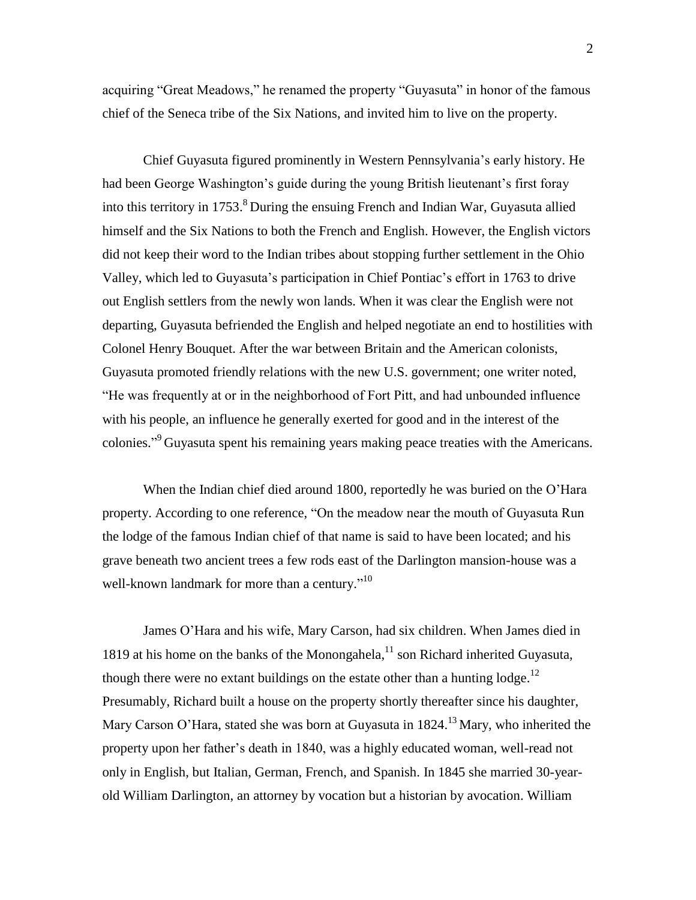acquiring "Great Meadows," he renamed the property "Guyasuta" in honor of the famous chief of the Seneca tribe of the Six Nations, and invited him to live on the property.

Chief Guyasuta figured prominently in Western Pennsylvania's early history. He had been George Washington's guide during the young British lieutenant's first foray into this territory in 1753.[8] During the ensuing French and Indian War, Guyasuta allied himself and the Six Nations to both the French and English. However, the English victors did not keep their word to the Indian tribes about stopping further settlement in the Ohio Valley, which led to Guyasuta's participation in Chief Pontiac's effort in 1763 to drive out English settlers from the newly won lands. When it was clear the English were not departing, Guyasuta befriended the English and helped negotiate an end to hostilities with Colonel Henry Bouquet. After the war between Britain and the American colonists, Guyasuta promoted friendly relations with the new U.S. government; one writer noted, "He was frequently at or in the neighborhood of Fort Pitt, and had unbounded influence with his people, an influence he generally exerted for good and in the interest of the colonies."[9] Guyasuta spent his remaining years making peace treaties with the Americans.

When the Indian chief died around 1800, reportedly he was buried on the O'Hara property. According to one reference, "On the meadow near the mouth of Guyasuta Run the lodge of the famous Indian chief of that name is said to have been located; and his grave beneath two ancient trees a few rods east of the Darlington mansion-house was a well-known landmark for more than a century."[10]

James O'Hara and his wife, Mary Carson, had six children. When James died in 1819 at his home on the banks of the Monongahela,[11] son Richard inherited Guyasuta, though there were no extant buildings on the estate other than a hunting lodge.[12] Presumably, Richard built a house on the property shortly thereafter since his daughter, Mary Carson O'Hara, stated she was born at Guyasuta in 1824.[13] Mary, who inherited the property upon her father's death in 1840, was a highly educated woman, well-read not only in English, but Italian, German, French, and Spanish. In 1845 she married 30-year-old William Darlington, an attorney by vocation but a historian by avocation. William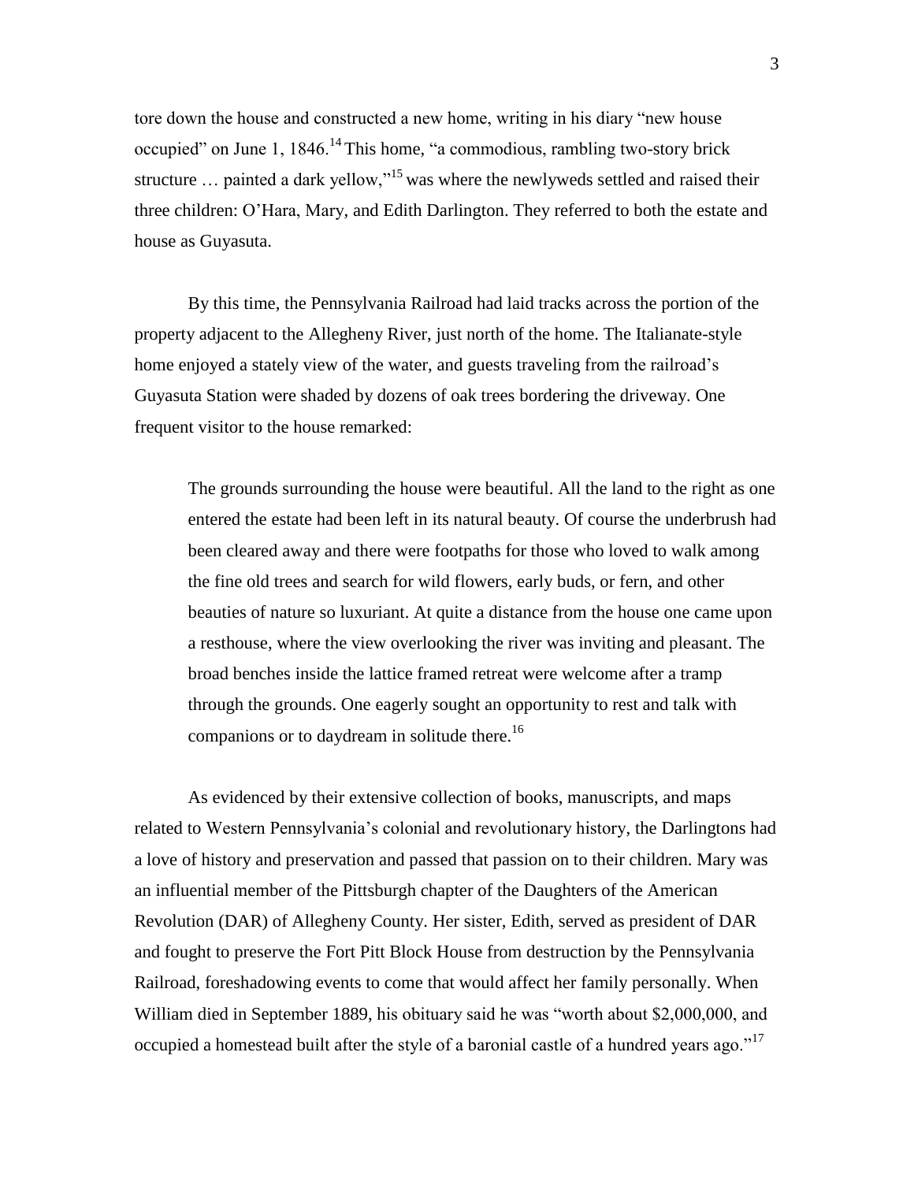tore down the house and constructed a new home, writing in his diary "new house occupied" on June 1, 1846.[14] This home, "a commodious, rambling two-story brick structure … painted a dark yellow,"[15] was where the newlyweds settled and raised their three children: O'Hara, Mary, and Edith Darlington. They referred to both the estate and house as Guyasuta.

By this time, the Pennsylvania Railroad had laid tracks across the portion of the property adjacent to the Allegheny River, just north of the home. The Italianate-style home enjoyed a stately view of the water, and guests traveling from the railroad's Guyasuta Station were shaded by dozens of oak trees bordering the driveway. One frequent visitor to the house remarked:

> The grounds surrounding the house were beautiful. All the land to the right as one entered the estate had been left in its natural beauty. Of course the underbrush had been cleared away and there were footpaths for those who loved to walk among the fine old trees and search for wild flowers, early buds, or fern, and other beauties of nature so luxuriant. At quite a distance from the house one came upon a resthouse, where the view overlooking the river was inviting and pleasant. The broad benches inside the lattice framed retreat were welcome after a tramp through the grounds. One eagerly sought an opportunity to rest and talk with companions or to daydream in solitude there.[16]

As evidenced by their extensive collection of books, manuscripts, and maps related to Western Pennsylvania's colonial and revolutionary history, the Darlingtons had a love of history and preservation and passed that passion on to their children. Mary was an influential member of the Pittsburgh chapter of the Daughters of the American Revolution (DAR) of Allegheny County. Her sister, Edith, served as president of DAR and fought to preserve the Fort Pitt Block House from destruction by the Pennsylvania Railroad, foreshadowing events to come that would affect her family personally. When William died in September 1889, his obituary said he was "worth about $2,000,000, and occupied a homestead built after the style of a baronial castle of a hundred years ago."[17]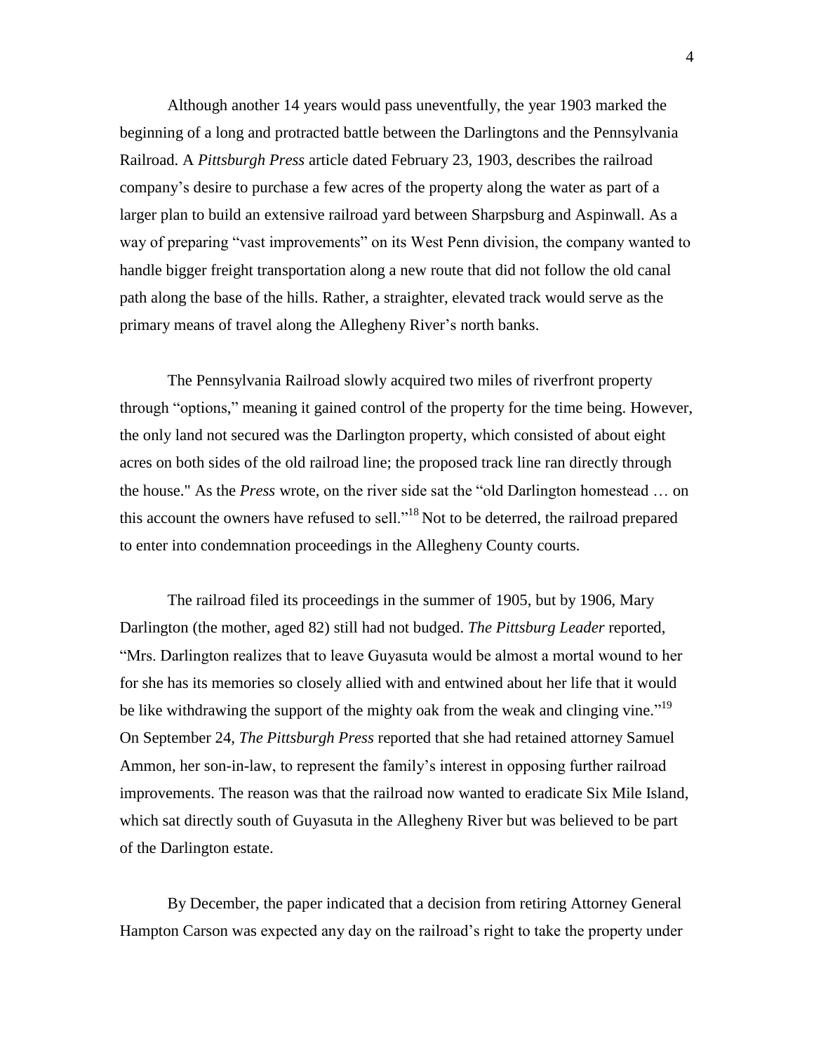Although another 14 years would pass uneventfully, the year 1903 marked the beginning of a long and protracted battle between the Darlingtons and the Pennsylvania Railroad. A *Pittsburgh Press* article dated February 23, 1903, describes the railroad company's desire to purchase a few acres of the property along the water as part of a larger plan to build an extensive railroad yard between Sharpsburg and Aspinwall. As a way of preparing "vast improvements" on its West Penn division, the company wanted to handle bigger freight transportation along a new route that did not follow the old canal path along the base of the hills. Rather, a straighter, elevated track would serve as the primary means of travel along the Allegheny River's north banks.

The Pennsylvania Railroad slowly acquired two miles of riverfront property through "options," meaning it gained control of the property for the time being. However, the only land not secured was the Darlington property, which consisted of about eight acres on both sides of the old railroad line; the proposed track line ran directly through the house." As the *Press* wrote, on the river side sat the "old Darlington homestead … on this account the owners have refused to sell."[18] Not to be deterred, the railroad prepared to enter into condemnation proceedings in the Allegheny County courts.

The railroad filed its proceedings in the summer of 1905, but by 1906, Mary Darlington (the mother, aged 82) still had not budged. *The Pittsburg Leader* reported, "Mrs. Darlington realizes that to leave Guyasuta would be almost a mortal wound to her for she has its memories so closely allied with and entwined about her life that it would be like withdrawing the support of the mighty oak from the weak and clinging vine."[19] On September 24, *The Pittsburgh Press* reported that she had retained attorney Samuel Ammon, her son-in-law, to represent the family's interest in opposing further railroad improvements. The reason was that the railroad now wanted to eradicate Six Mile Island, which sat directly south of Guyasuta in the Allegheny River but was believed to be part of the Darlington estate.

By December, the paper indicated that a decision from retiring Attorney General Hampton Carson was expected any day on the railroad's right to take the property under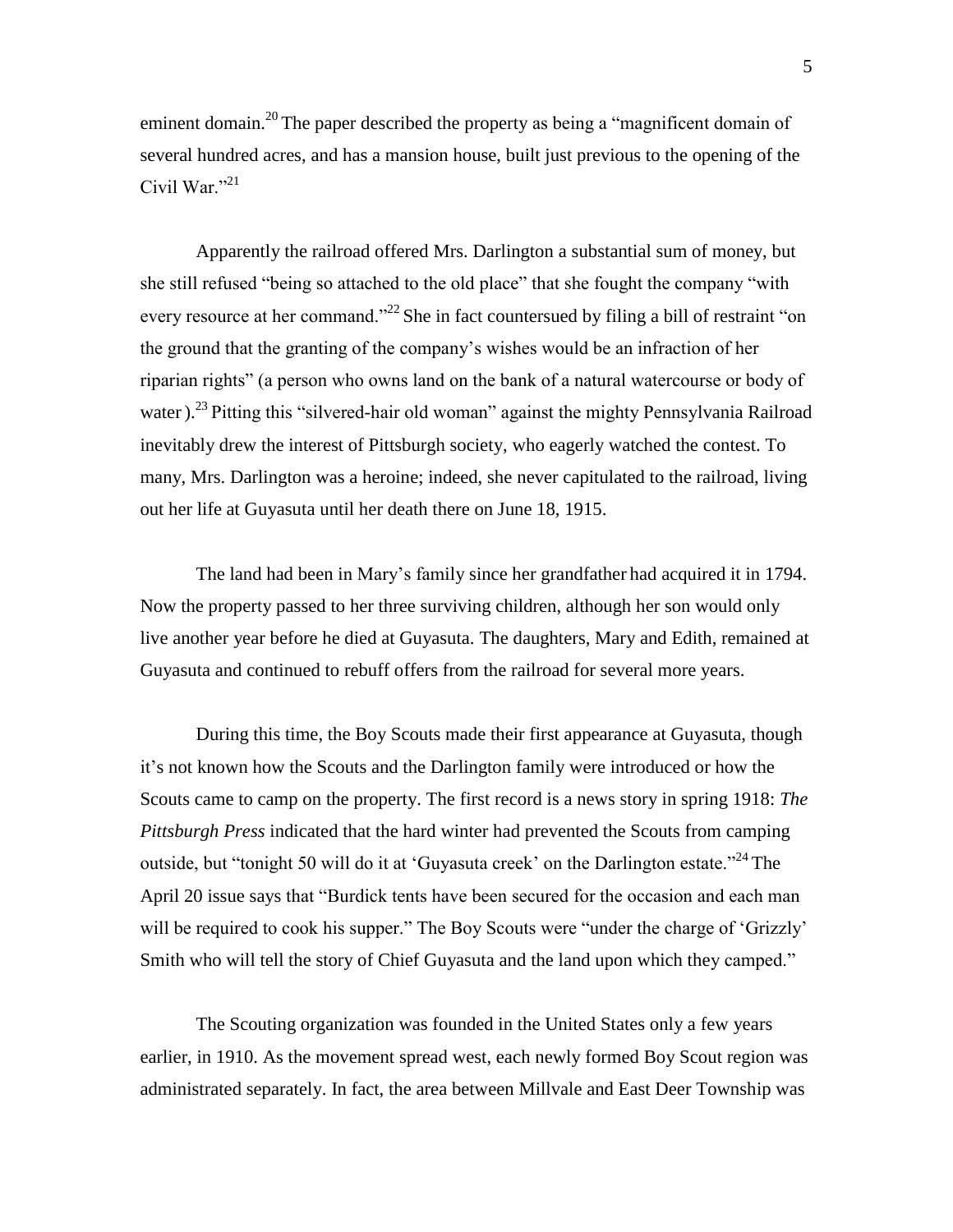eminent domain.[20] The paper described the property as being a "magnificent domain of several hundred acres, and has a mansion house, built just previous to the opening of the Civil War."[21]

Apparently the railroad offered Mrs. Darlington a substantial sum of money, but she still refused "being so attached to the old place" that she fought the company "with every resource at her command."[22] She in fact countersued by filing a bill of restraint "on the ground that the granting of the company's wishes would be an infraction of her riparian rights" (a person who owns land on the bank of a natural watercourse or body of water ).[23] Pitting this "silvered-hair old woman" against the mighty Pennsylvania Railroad inevitably drew the interest of Pittsburgh society, who eagerly watched the contest. To many, Mrs. Darlington was a heroine; indeed, she never capitulated to the railroad, living out her life at Guyasuta until her death there on June 18, 1915.

The land had been in Mary's family since her grandfather had acquired it in 1794. Now the property passed to her three surviving children, although her son would only live another year before he died at Guyasuta. The daughters, Mary and Edith, remained at Guyasuta and continued to rebuff offers from the railroad for several more years.

During this time, the Boy Scouts made their first appearance at Guyasuta, though it's not known how the Scouts and the Darlington family were introduced or how the Scouts came to camp on the property. The first record is a news story in spring 1918: *The Pittsburgh Press* indicated that the hard winter had prevented the Scouts from camping outside, but "tonight 50 will do it at 'Guyasuta creek' on the Darlington estate."[24] The April 20 issue says that "Burdick tents have been secured for the occasion and each man will be required to cook his supper." The Boy Scouts were "under the charge of 'Grizzly' Smith who will tell the story of Chief Guyasuta and the land upon which they camped."

The Scouting organization was founded in the United States only a few years earlier, in 1910. As the movement spread west, each newly formed Boy Scout region was administrated separately. In fact, the area between Millvale and East Deer Township was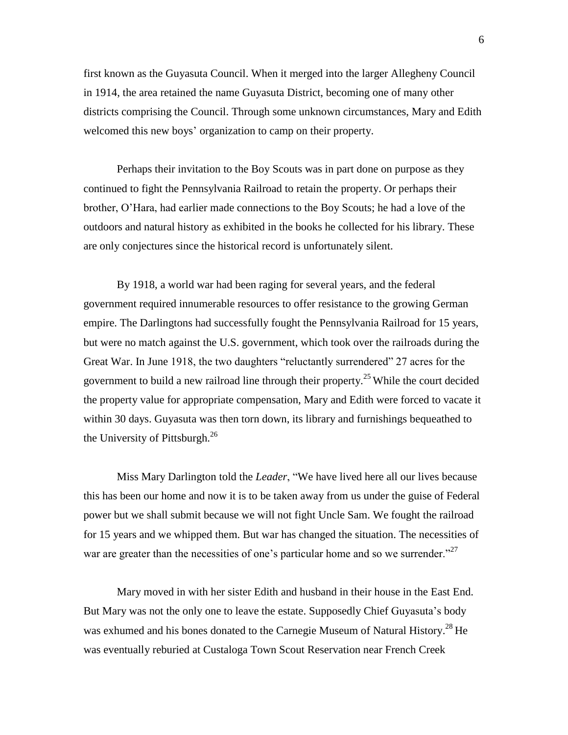first known as the Guyasuta Council. When it merged into the larger Allegheny Council in 1914, the area retained the name Guyasuta District, becoming one of many other districts comprising the Council. Through some unknown circumstances, Mary and Edith welcomed this new boys' organization to camp on their property.

Perhaps their invitation to the Boy Scouts was in part done on purpose as they continued to fight the Pennsylvania Railroad to retain the property. Or perhaps their brother, O'Hara, had earlier made connections to the Boy Scouts; he had a love of the outdoors and natural history as exhibited in the books he collected for his library. These are only conjectures since the historical record is unfortunately silent.

By 1918, a world war had been raging for several years, and the federal government required innumerable resources to offer resistance to the growing German empire. The Darlingtons had successfully fought the Pennsylvania Railroad for 15 years, but were no match against the U.S. government, which took over the railroads during the Great War. In June 1918, the two daughters "reluctantly surrendered" 27 acres for the government to build a new railroad line through their property.[25] While the court decided the property value for appropriate compensation, Mary and Edith were forced to vacate it within 30 days. Guyasuta was then torn down, its library and furnishings bequeathed to the University of Pittsburgh.[26]

Miss Mary Darlington told the *Leader*, "We have lived here all our lives because this has been our home and now it is to be taken away from us under the guise of Federal power but we shall submit because we will not fight Uncle Sam. We fought the railroad for 15 years and we whipped them. But war has changed the situation. The necessities of war are greater than the necessities of one's particular home and so we surrender."[27]

Mary moved in with her sister Edith and husband in their house in the East End. But Mary was not the only one to leave the estate. Supposedly Chief Guyasuta's body was exhumed and his bones donated to the Carnegie Museum of Natural History.[28] He was eventually reburied at Custaloga Town Scout Reservation near French Creek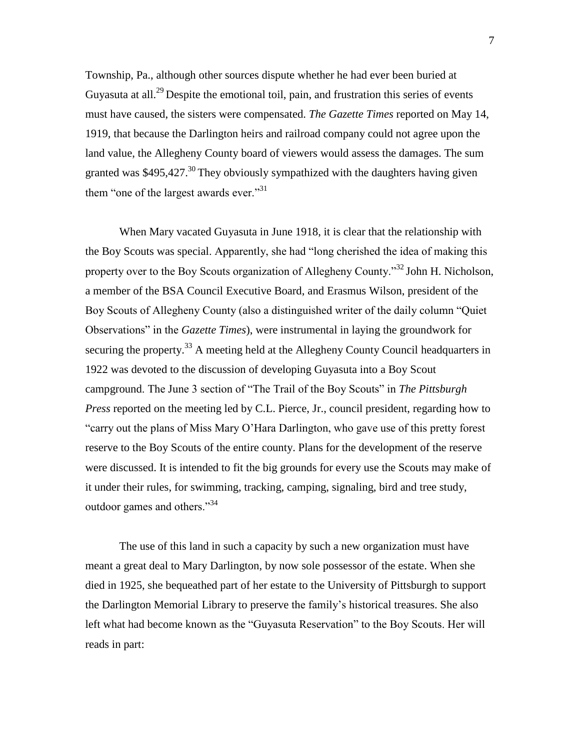Township, Pa., although other sources dispute whether he had ever been buried at Guyasuta at all.[29] Despite the emotional toil, pain, and frustration this series of events must have caused, the sisters were compensated. *The Gazette Times* reported on May 14, 1919, that because the Darlington heirs and railroad company could not agree upon the land value, the Allegheny County board of viewers would assess the damages. The sum granted was $495,427.[30] They obviously sympathized with the daughters having given them "one of the largest awards ever."[31]

When Mary vacated Guyasuta in June 1918, it is clear that the relationship with the Boy Scouts was special. Apparently, she had "long cherished the idea of making this property over to the Boy Scouts organization of Allegheny County."[32] John H. Nicholson, a member of the BSA Council Executive Board, and Erasmus Wilson, president of the Boy Scouts of Allegheny County (also a distinguished writer of the daily column "Quiet Observations" in the *Gazette Times*), were instrumental in laying the groundwork for securing the property.[33] A meeting held at the Allegheny County Council headquarters in 1922 was devoted to the discussion of developing Guyasuta into a Boy Scout campground. The June 3 section of "The Trail of the Boy Scouts" in *The Pittsburgh Press* reported on the meeting led by C.L. Pierce, Jr., council president, regarding how to "carry out the plans of Miss Mary O'Hara Darlington, who gave use of this pretty forest reserve to the Boy Scouts of the entire county. Plans for the development of the reserve were discussed. It is intended to fit the big grounds for every use the Scouts may make of it under their rules, for swimming, tracking, camping, signaling, bird and tree study, outdoor games and others."[34]

The use of this land in such a capacity by such a new organization must have meant a great deal to Mary Darlington, by now sole possessor of the estate. When she died in 1925, she bequeathed part of her estate to the University of Pittsburgh to support the Darlington Memorial Library to preserve the family's historical treasures. She also left what had become known as the "Guyasuta Reservation" to the Boy Scouts. Her will reads in part: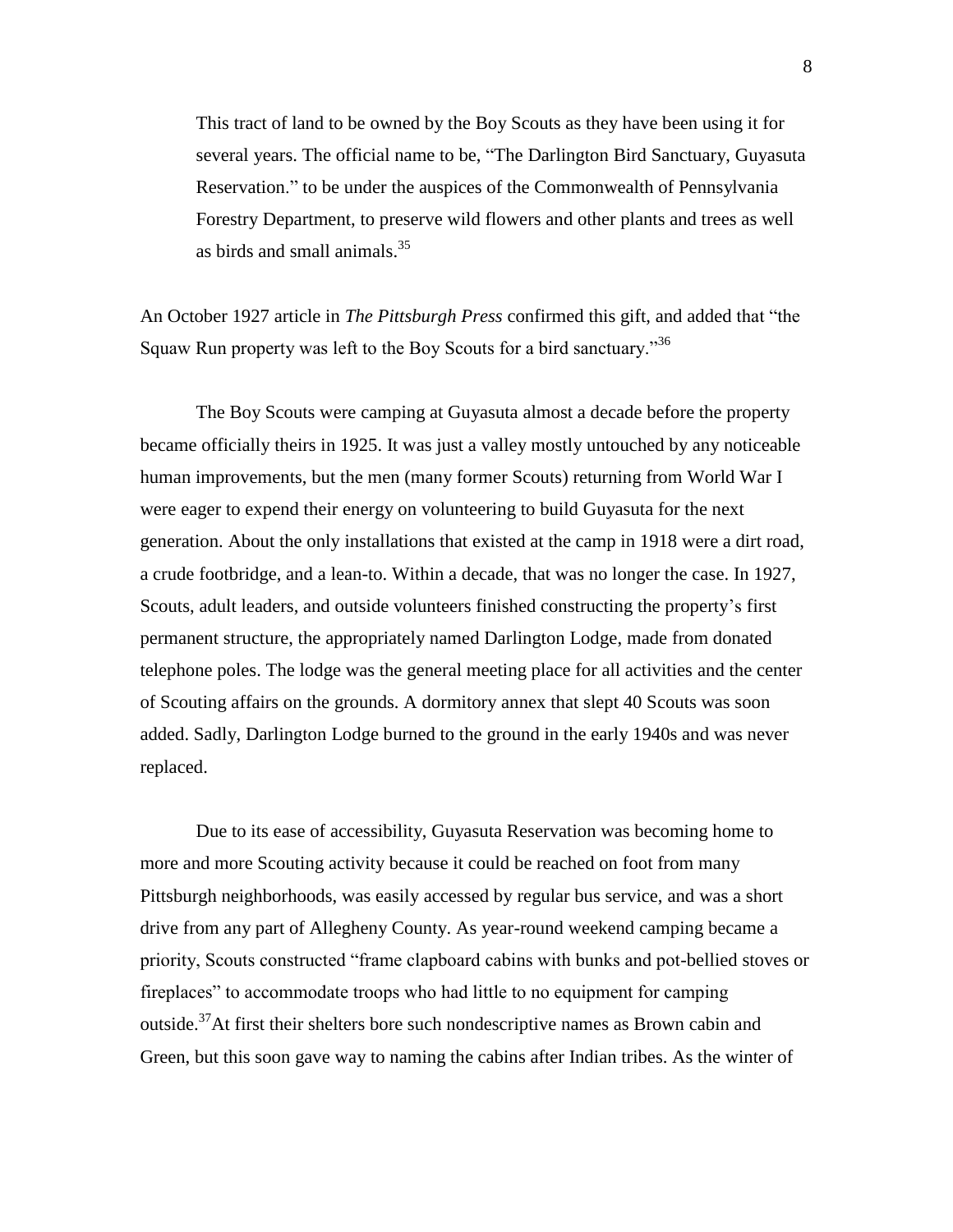> This tract of land to be owned by the Boy Scouts as they have been using it for several years. The official name to be, "The Darlington Bird Sanctuary, Guyasuta Reservation." to be under the auspices of the Commonwealth of Pennsylvania Forestry Department, to preserve wild flowers and other plants and trees as well as birds and small animals.[35]

An October 1927 article in *The Pittsburgh Press* confirmed this gift, and added that "the Squaw Run property was left to the Boy Scouts for a bird sanctuary."[36]

The Boy Scouts were camping at Guyasuta almost a decade before the property became officially theirs in 1925. It was just a valley mostly untouched by any noticeable human improvements, but the men (many former Scouts) returning from World War I were eager to expend their energy on volunteering to build Guyasuta for the next generation. About the only installations that existed at the camp in 1918 were a dirt road, a crude footbridge, and a lean-to. Within a decade, that was no longer the case. In 1927, Scouts, adult leaders, and outside volunteers finished constructing the property's first permanent structure, the appropriately named Darlington Lodge, made from donated telephone poles. The lodge was the general meeting place for all activities and the center of Scouting affairs on the grounds. A dormitory annex that slept 40 Scouts was soon added. Sadly, Darlington Lodge burned to the ground in the early 1940s and was never replaced.

Due to its ease of accessibility, Guyasuta Reservation was becoming home to more and more Scouting activity because it could be reached on foot from many Pittsburgh neighborhoods, was easily accessed by regular bus service, and was a short drive from any part of Allegheny County. As year-round weekend camping became a priority, Scouts constructed "frame clapboard cabins with bunks and pot-bellied stoves or fireplaces" to accommodate troops who had little to no equipment for camping outside.[37]At first their shelters bore such nondescriptive names as Brown cabin and Green, but this soon gave way to naming the cabins after Indian tribes. As the winter of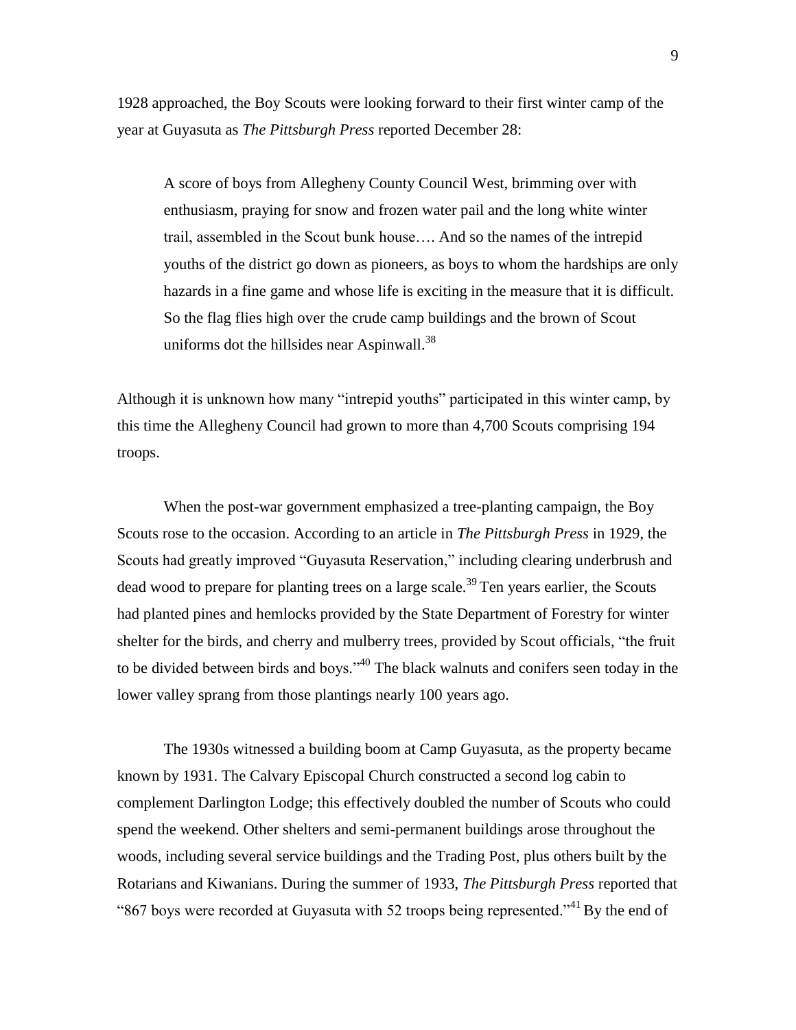1928 approached, the Boy Scouts were looking forward to their first winter camp of the year at Guyasuta as *The Pittsburgh Press* reported December 28:

> A score of boys from Allegheny County Council West, brimming over with enthusiasm, praying for snow and frozen water pail and the long white winter trail, assembled in the Scout bunk house…. And so the names of the intrepid youths of the district go down as pioneers, as boys to whom the hardships are only hazards in a fine game and whose life is exciting in the measure that it is difficult. So the flag flies high over the crude camp buildings and the brown of Scout uniforms dot the hillsides near Aspinwall.[38]

Although it is unknown how many "intrepid youths" participated in this winter camp, by this time the Allegheny Council had grown to more than 4,700 Scouts comprising 194 troops.

When the post-war government emphasized a tree-planting campaign, the Boy Scouts rose to the occasion. According to an article in *The Pittsburgh Press* in 1929, the Scouts had greatly improved "Guyasuta Reservation," including clearing underbrush and dead wood to prepare for planting trees on a large scale.[39] Ten years earlier, the Scouts had planted pines and hemlocks provided by the State Department of Forestry for winter shelter for the birds, and cherry and mulberry trees, provided by Scout officials, "the fruit to be divided between birds and boys."[40] The black walnuts and conifers seen today in the lower valley sprang from those plantings nearly 100 years ago.

The 1930s witnessed a building boom at Camp Guyasuta, as the property became known by 1931. The Calvary Episcopal Church constructed a second log cabin to complement Darlington Lodge; this effectively doubled the number of Scouts who could spend the weekend. Other shelters and semi-permanent buildings arose throughout the woods, including several service buildings and the Trading Post, plus others built by the Rotarians and Kiwanians. During the summer of 1933, *The Pittsburgh Press* reported that "867 boys were recorded at Guyasuta with 52 troops being represented."[41] By the end of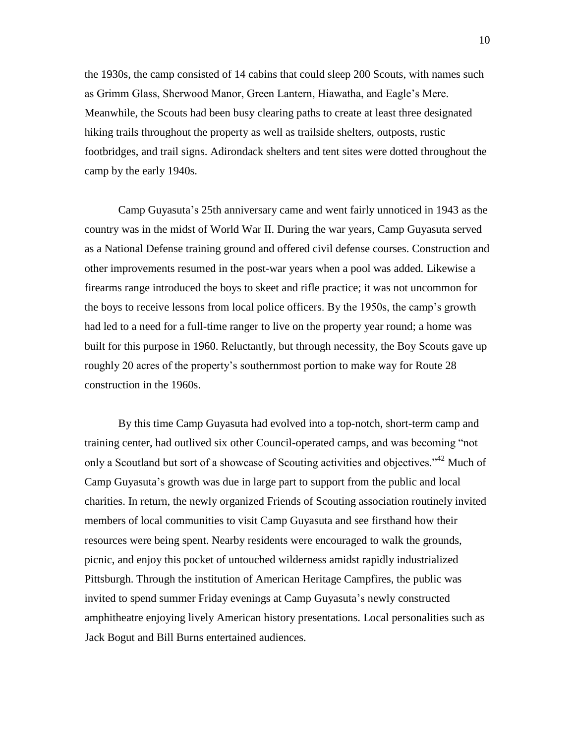the 1930s, the camp consisted of 14 cabins that could sleep 200 Scouts, with names such as Grimm Glass, Sherwood Manor, Green Lantern, Hiawatha, and Eagle's Mere. Meanwhile, the Scouts had been busy clearing paths to create at least three designated hiking trails throughout the property as well as trailside shelters, outposts, rustic footbridges, and trail signs. Adirondack shelters and tent sites were dotted throughout the camp by the early 1940s.

Camp Guyasuta's 25th anniversary came and went fairly unnoticed in 1943 as the country was in the midst of World War II. During the war years, Camp Guyasuta served as a National Defense training ground and offered civil defense courses. Construction and other improvements resumed in the post-war years when a pool was added. Likewise a firearms range introduced the boys to skeet and rifle practice; it was not uncommon for the boys to receive lessons from local police officers. By the 1950s, the camp's growth had led to a need for a full-time ranger to live on the property year round; a home was built for this purpose in 1960. Reluctantly, but through necessity, the Boy Scouts gave up roughly 20 acres of the property's southernmost portion to make way for Route 28 construction in the 1960s.

By this time Camp Guyasuta had evolved into a top-notch, short-term camp and training center, had outlived six other Council-operated camps, and was becoming "not only a Scoutland but sort of a showcase of Scouting activities and objectives."[42] Much of Camp Guyasuta's growth was due in large part to support from the public and local charities. In return, the newly organized Friends of Scouting association routinely invited members of local communities to visit Camp Guyasuta and see firsthand how their resources were being spent. Nearby residents were encouraged to walk the grounds, picnic, and enjoy this pocket of untouched wilderness amidst rapidly industrialized Pittsburgh. Through the institution of American Heritage Campfires, the public was invited to spend summer Friday evenings at Camp Guyasuta's newly constructed amphitheatre enjoying lively American history presentations. Local personalities such as Jack Bogut and Bill Burns entertained audiences.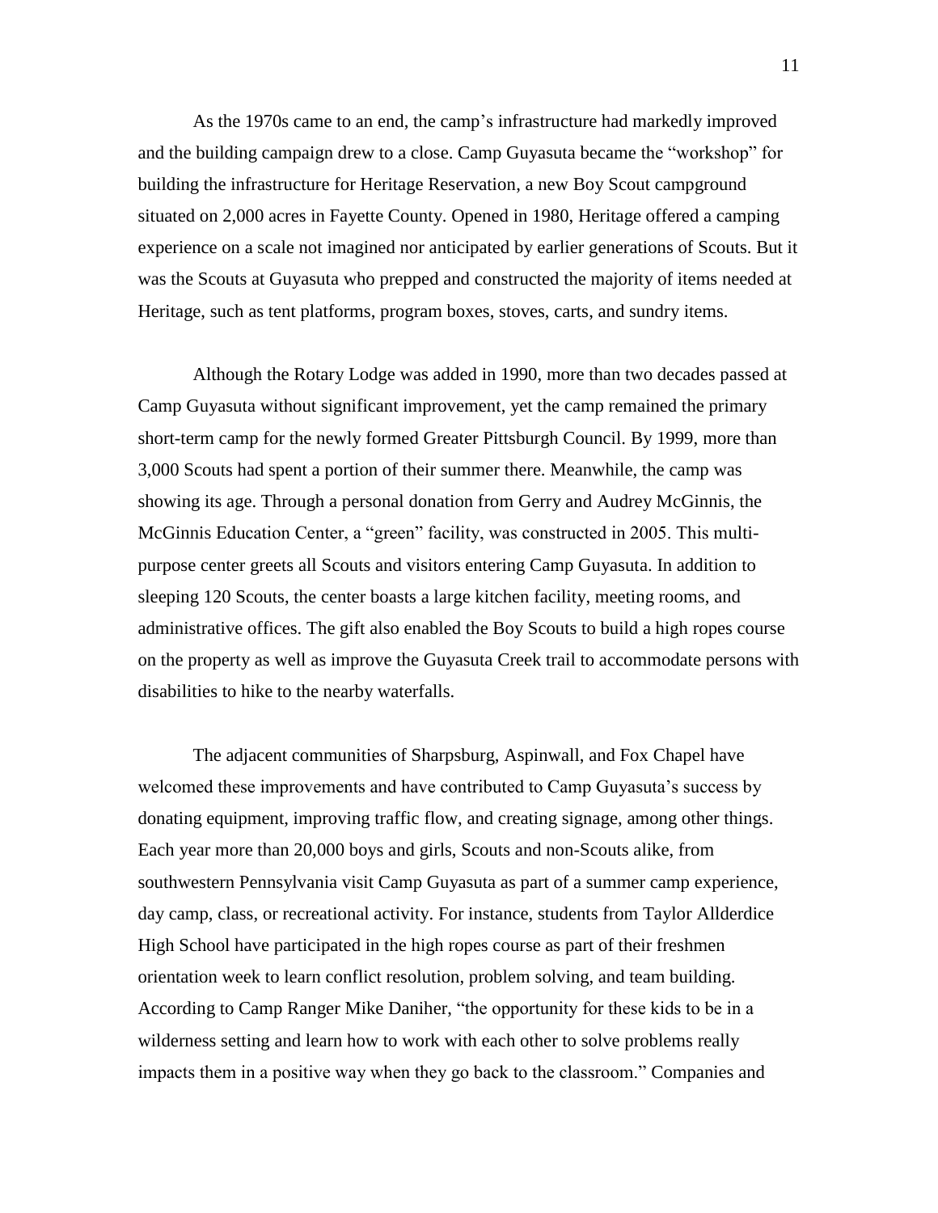As the 1970s came to an end, the camp's infrastructure had markedly improved and the building campaign drew to a close. Camp Guyasuta became the "workshop" for building the infrastructure for Heritage Reservation, a new Boy Scout campground situated on 2,000 acres in Fayette County. Opened in 1980, Heritage offered a camping experience on a scale not imagined nor anticipated by earlier generations of Scouts. But it was the Scouts at Guyasuta who prepped and constructed the majority of items needed at Heritage, such as tent platforms, program boxes, stoves, carts, and sundry items.

Although the Rotary Lodge was added in 1990, more than two decades passed at Camp Guyasuta without significant improvement, yet the camp remained the primary short-term camp for the newly formed Greater Pittsburgh Council. By 1999, more than 3,000 Scouts had spent a portion of their summer there. Meanwhile, the camp was showing its age. Through a personal donation from Gerry and Audrey McGinnis, the McGinnis Education Center, a "green" facility, was constructed in 2005. This multi-purpose center greets all Scouts and visitors entering Camp Guyasuta. In addition to sleeping 120 Scouts, the center boasts a large kitchen facility, meeting rooms, and administrative offices. The gift also enabled the Boy Scouts to build a high ropes course on the property as well as improve the Guyasuta Creek trail to accommodate persons with disabilities to hike to the nearby waterfalls.

The adjacent communities of Sharpsburg, Aspinwall, and Fox Chapel have welcomed these improvements and have contributed to Camp Guyasuta's success by donating equipment, improving traffic flow, and creating signage, among other things. Each year more than 20,000 boys and girls, Scouts and non-Scouts alike, from southwestern Pennsylvania visit Camp Guyasuta as part of a summer camp experience, day camp, class, or recreational activity. For instance, students from Taylor Allderdice High School have participated in the high ropes course as part of their freshmen orientation week to learn conflict resolution, problem solving, and team building. According to Camp Ranger Mike Daniher, "the opportunity for these kids to be in a wilderness setting and learn how to work with each other to solve problems really impacts them in a positive way when they go back to the classroom." Companies and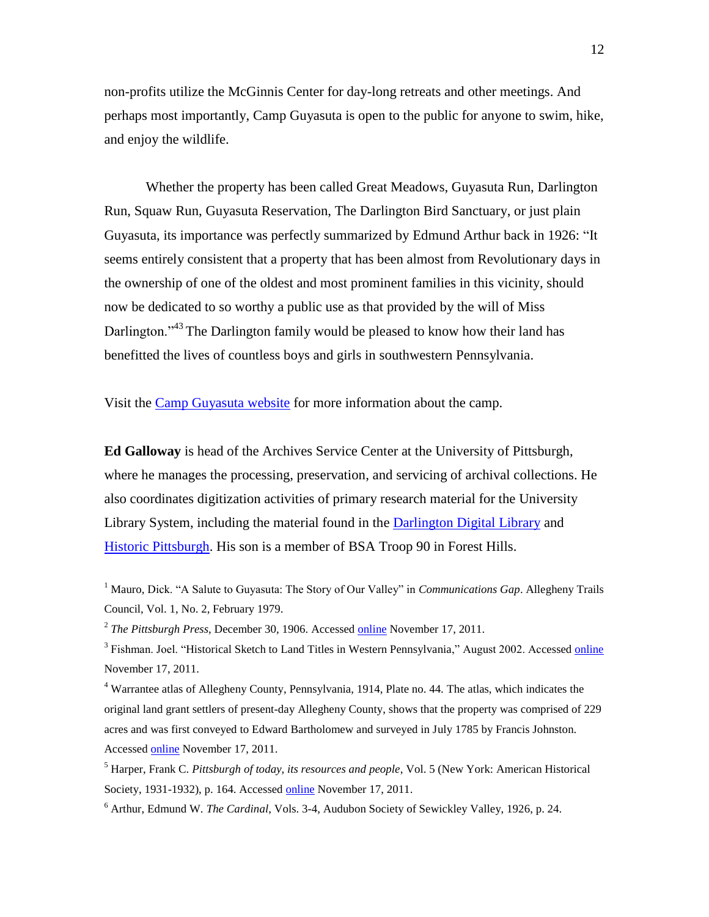non-profits utilize the McGinnis Center for day-long retreats and other meetings. And perhaps most importantly, Camp Guyasuta is open to the public for anyone to swim, hike, and enjoy the wildlife.

Whether the property has been called Great Meadows, Guyasuta Run, Darlington Run, Squaw Run, Guyasuta Reservation, The Darlington Bird Sanctuary, or just plain Guyasuta, its importance was perfectly summarized by Edmund Arthur back in 1926: "It seems entirely consistent that a property that has been almost from Revolutionary days in the ownership of one of the oldest and most prominent families in this vicinity, should now be dedicated to so worthy a public use as that provided by the will of Miss Darlington."[43] The Darlington family would be pleased to know how their land has benefitted the lives of countless boys and girls in southwestern Pennsylvania.

Visit the Camp Guyasuta website for more information about the camp.

**Ed Galloway** is head of the Archives Service Center at the University of Pittsburgh, where he manages the processing, preservation, and servicing of archival collections. He also coordinates digitization activities of primary research material for the University Library System, including the material found in the Darlington Digital Library and Historic Pittsburgh. His son is a member of BSA Troop 90 in Forest Hills.

[1] Mauro, Dick. "A Salute to Guyasuta: The Story of Our Valley" in *Communications Gap*. Allegheny Trails Council, Vol. 1, No. 2, February 1979.

[2] *The Pittsburgh Press*, December 30, 1906. Accessed online November 17, 2011.

[3] Fishman. Joel. "Historical Sketch to Land Titles in Western Pennsylvania," August 2002. Accessed online November 17, 2011.

[4] Warrantee atlas of Allegheny County, Pennsylvania, 1914, Plate no. 44. The atlas, which indicates the original land grant settlers of present-day Allegheny County, shows that the property was comprised of 229 acres and was first conveyed to Edward Bartholomew and surveyed in July 1785 by Francis Johnston. Accessed online November 17, 2011.

[5] Harper, Frank C. *Pittsburgh of today, its resources and people*, Vol. 5 (New York: American Historical Society, 1931-1932), p. 164. Accessed online November 17, 2011.

[6] Arthur, Edmund W. *The Cardinal*, Vols. 3-4, Audubon Society of Sewickley Valley, 1926, p. 24.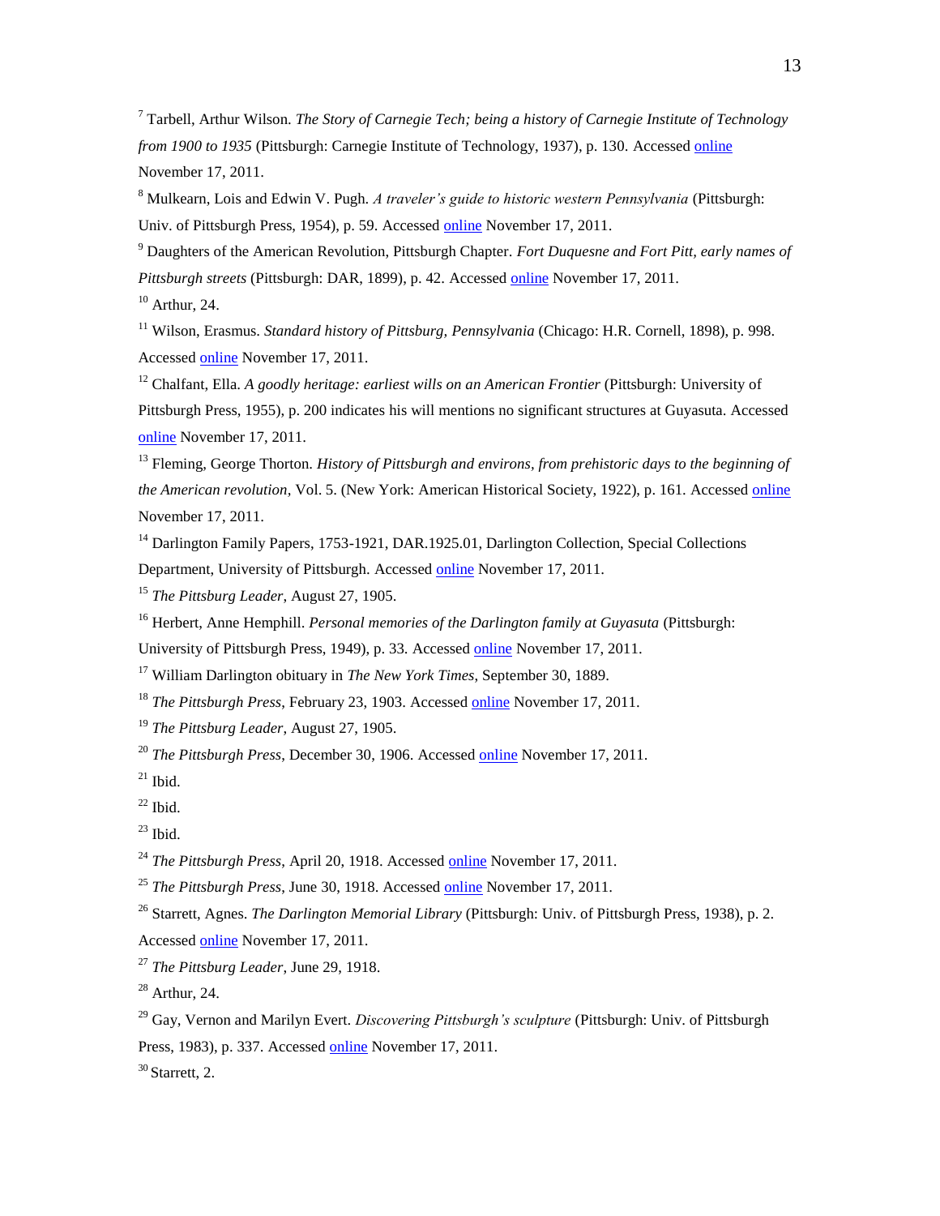[7] Tarbell, Arthur Wilson. *The Story of Carnegie Tech; being a history of Carnegie Institute of Technology from 1900 to 1935* (Pittsburgh: Carnegie Institute of Technology, 1937), p. 130. Accessed online November 17, 2011.

[8] Mulkearn, Lois and Edwin V. Pugh. *A traveler's guide to historic western Pennsylvania* (Pittsburgh: Univ. of Pittsburgh Press, 1954), p. 59. Accessed online November 17, 2011.

[9] Daughters of the American Revolution, Pittsburgh Chapter. *Fort Duquesne and Fort Pitt, early names of Pittsburgh streets* (Pittsburgh: DAR, 1899), p. 42. Accessed online November 17, 2011.

[10] Arthur, 24.

[11] Wilson, Erasmus. *Standard history of Pittsburg, Pennsylvania* (Chicago: H.R. Cornell, 1898), p. 998. Accessed online November 17, 2011.

[12] Chalfant, Ella. *A goodly heritage: earliest wills on an American Frontier* (Pittsburgh: University of Pittsburgh Press, 1955), p. 200 indicates his will mentions no significant structures at Guyasuta. Accessed online November 17, 2011.

[13] Fleming, George Thorton. *History of Pittsburgh and environs, from prehistoric days to the beginning of the American revolution*, Vol. 5. (New York: American Historical Society, 1922), p. 161. Accessed online November 17, 2011.

[14] Darlington Family Papers, 1753-1921, DAR.1925.01, Darlington Collection, Special Collections Department, University of Pittsburgh. Accessed online November 17, 2011.

[15] *The Pittsburg Leader*, August 27, 1905.

[16] Herbert, Anne Hemphill. *Personal memories of the Darlington family at Guyasuta* (Pittsburgh: University of Pittsburgh Press, 1949), p. 33. Accessed online November 17, 2011.

[17] William Darlington obituary in *The New York Times*, September 30, 1889.

[18] *The Pittsburgh Press*, February 23, 1903. Accessed online November 17, 2011.

[19] *The Pittsburg Leader*, August 27, 1905.

[20] *The Pittsburgh Press*, December 30, 1906. Accessed online November 17, 2011.

[21] Ibid.

[22] Ibid.

[23] Ibid.

[24] *The Pittsburgh Press*, April 20, 1918. Accessed online November 17, 2011.

[25] *The Pittsburgh Press*, June 30, 1918. Accessed online November 17, 2011.

[26] Starrett, Agnes. *The Darlington Memorial Library* (Pittsburgh: Univ. of Pittsburgh Press, 1938), p. 2. Accessed online November 17, 2011.

[27] *The Pittsburg Leader*, June 29, 1918.

[28] Arthur, 24.

[29] Gay, Vernon and Marilyn Evert. *Discovering Pittsburgh's sculpture* (Pittsburgh: Univ. of Pittsburgh Press, 1983), p. 337. Accessed online November 17, 2011.

[30] Starrett, 2.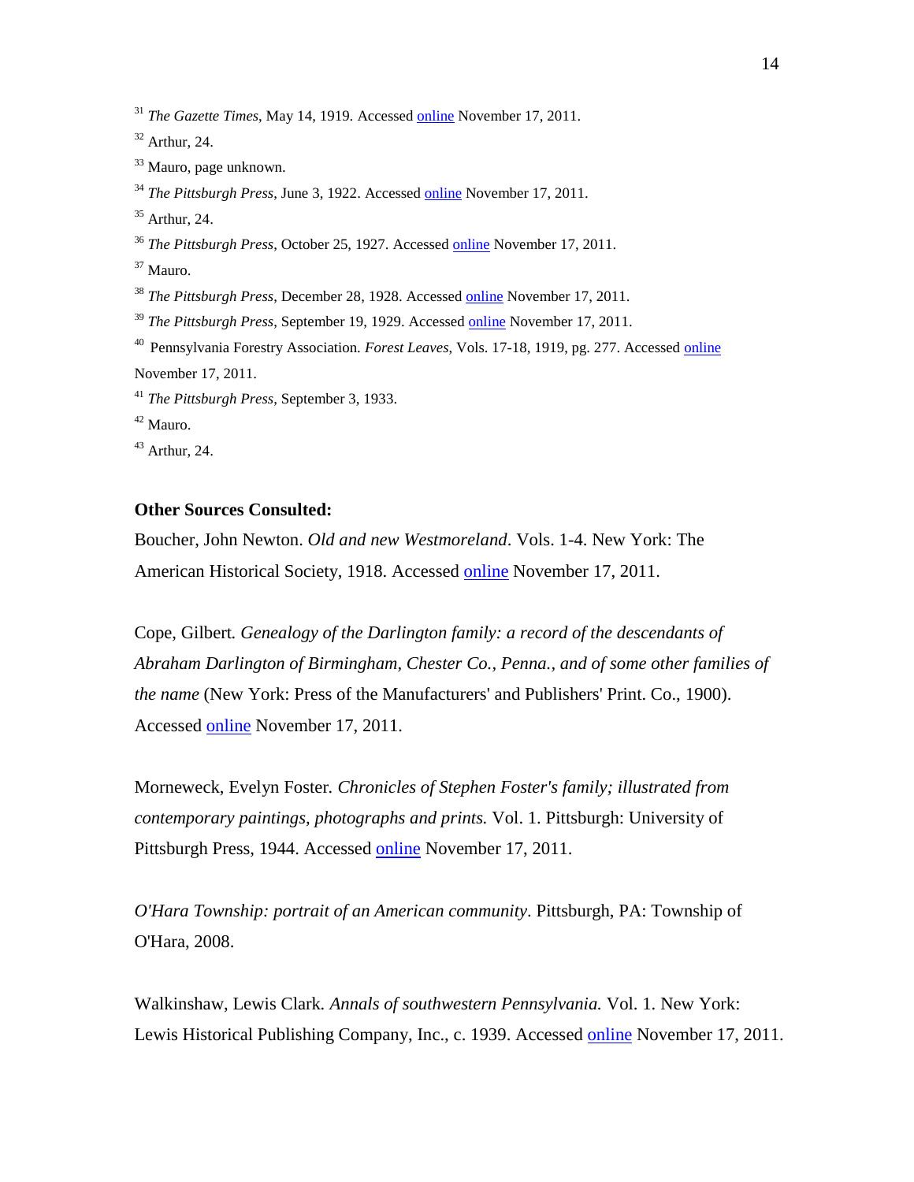[31] *The Gazette Times*, May 14, 1919. Accessed online November 17, 2011.

[32] Arthur, 24.

[33] Mauro, page unknown.

[34] *The Pittsburgh Press*, June 3, 1922. Accessed online November 17, 2011.

[35] Arthur, 24.

[36] *The Pittsburgh Press*, October 25, 1927. Accessed online November 17, 2011.

[37] Mauro.

[38] *The Pittsburgh Press*, December 28, 1928. Accessed online November 17, 2011.

[39] *The Pittsburgh Press*, September 19, 1929. Accessed online November 17, 2011.

[40] Pennsylvania Forestry Association. *Forest Leaves*, Vols. 17-18, 1919, pg. 277. Accessed online November 17, 2011.

[41] *The Pittsburgh Press*, September 3, 1933.

[42] Mauro.

[43] Arthur, 24.

**Other Sources Consulted:**

Boucher, John Newton. *Old and new Westmoreland*. Vols. 1-4. New York: The American Historical Society, 1918. Accessed online November 17, 2011.

Cope, Gilbert. *Genealogy of the Darlington family: a record of the descendants of Abraham Darlington of Birmingham, Chester Co., Penna., and of some other families of the name* (New York: Press of the Manufacturers' and Publishers' Print. Co., 1900). Accessed online November 17, 2011.

Morneweck, Evelyn Foster. *Chronicles of Stephen Foster's family; illustrated from contemporary paintings, photographs and prints.* Vol. 1. Pittsburgh: University of Pittsburgh Press, 1944. Accessed online November 17, 2011.

*O'Hara Township: portrait of an American community*. Pittsburgh, PA: Township of O'Hara, 2008.

Walkinshaw, Lewis Clark. *Annals of southwestern Pennsylvania.* Vol. 1. New York: Lewis Historical Publishing Company, Inc., c. 1939. Accessed online November 17, 2011.